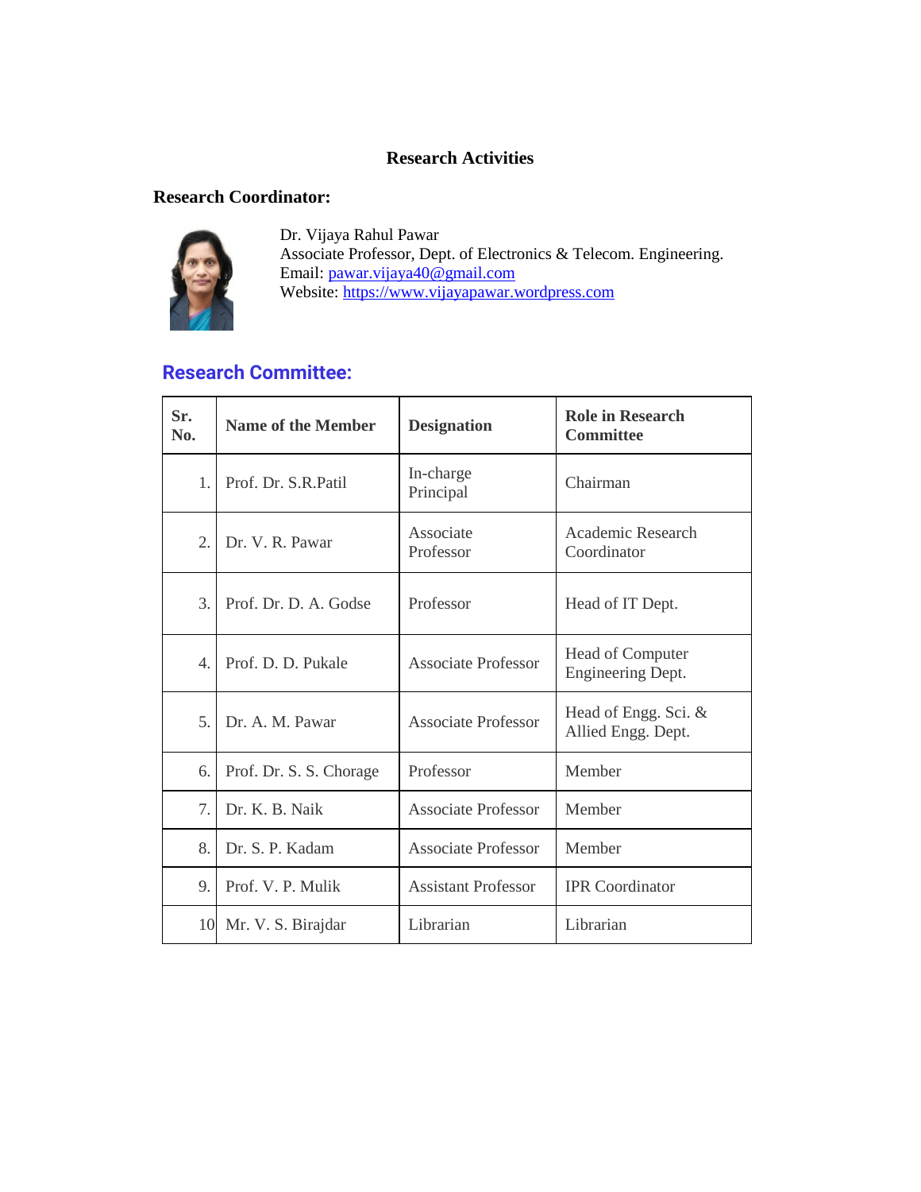# Research Activities

## Research Coordinator:

Dr. Vijaya Rahul Pawar
Associate Professor, Dept. of Electronics & Telecom. Engineering.
Email: pawar.vijaya40@gmail.com
Website: https://www.vijayapawar.wordpress.com

## Research Committee:

| Sr. No. | Name of the Member | Designation | Role in Research Committee |
|---|---|---|---|
| 1. | Prof. Dr. S.R.Patil | In-charge Principal | Chairman |
| 2. | Dr. V. R. Pawar | Associate Professor | Academic Research Coordinator |
| 3. | Prof. Dr. D. A. Godse | Professor | Head of IT Dept. |
| 4. | Prof. D. D. Pukale | Associate Professor | Head of Computer Engineering Dept. |
| 5. | Dr. A. M. Pawar | Associate Professor | Head of Engg. Sci. & Allied Engg. Dept. |
| 6. | Prof. Dr. S. S. Chorage | Professor | Member |
| 7. | Dr. K. B. Naik | Associate Professor | Member |
| 8. | Dr. S. P. Kadam | Associate Professor | Member |
| 9. | Prof. V. P. Mulik | Assistant Professor | IPR Coordinator |
| 10 | Mr. V. S. Birajdar | Librarian | Librarian |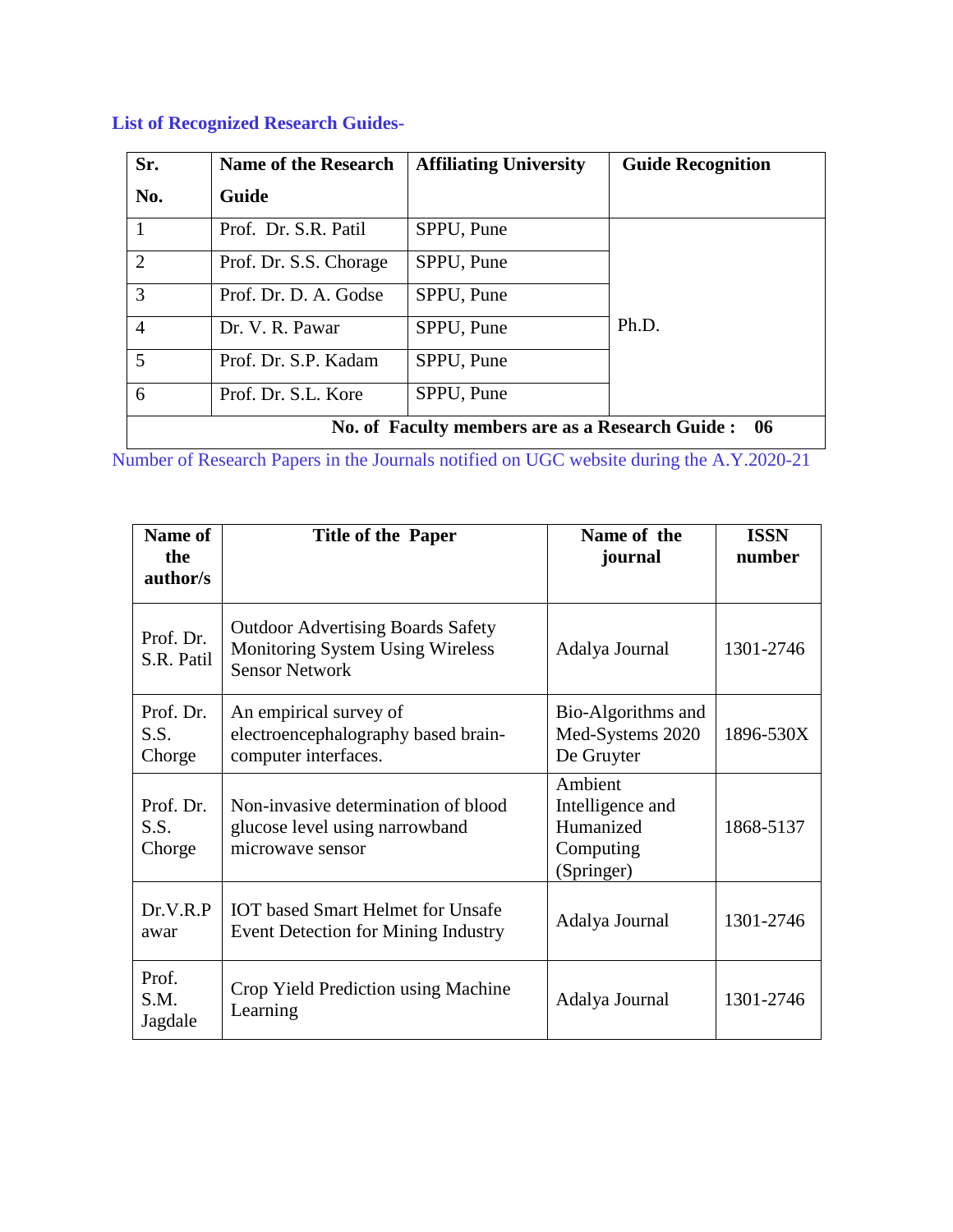### List of Recognized Research Guides-

| Sr. No. | Name of the Research Guide | Affiliating University | Guide Recognition |
|---|---|---|---|
| 1 | Prof. Dr. S.R. Patil | SPPU, Pune | Ph.D. |
| 2 | Prof. Dr. S.S. Chorage | SPPU, Pune | |
| 3 | Prof. Dr. D. A. Godse | SPPU, Pune | |
| 4 | Dr. V. R. Pawar | SPPU, Pune | |
| 5 | Prof. Dr. S.P. Kadam | SPPU, Pune | |
| 6 | Prof. Dr. S.L. Kore | SPPU, Pune | |
| **No. of Faculty members are as a Research Guide : 06** | | | |

Number of Research Papers in the Journals notified on UGC website during the A.Y.2020-21

| Name of the author/s | Title of the Paper | Name of the journal | ISSN number |
|---|---|---|---|
| Prof. Dr. S.R. Patil | Outdoor Advertising Boards Safety Monitoring System Using Wireless Sensor Network | Adalya Journal | 1301-2746 |
| Prof. Dr. S.S. Chorge | An empirical survey of electroencephalography based brain-computer interfaces. | Bio-Algorithms and Med-Systems 2020 De Gruyter | 1896-530X |
| Prof. Dr. S.S. Chorge | Non-invasive determination of blood glucose level using narrowband microwave sensor | Ambient Intelligence and Humanized Computing (Springer) | 1868-5137 |
| Dr.V.R.Pawar | IOT based Smart Helmet for Unsafe Event Detection for Mining Industry | Adalya Journal | 1301-2746 |
| Prof. S.M. Jagdale | Crop Yield Prediction using Machine Learning | Adalya Journal | 1301-2746 |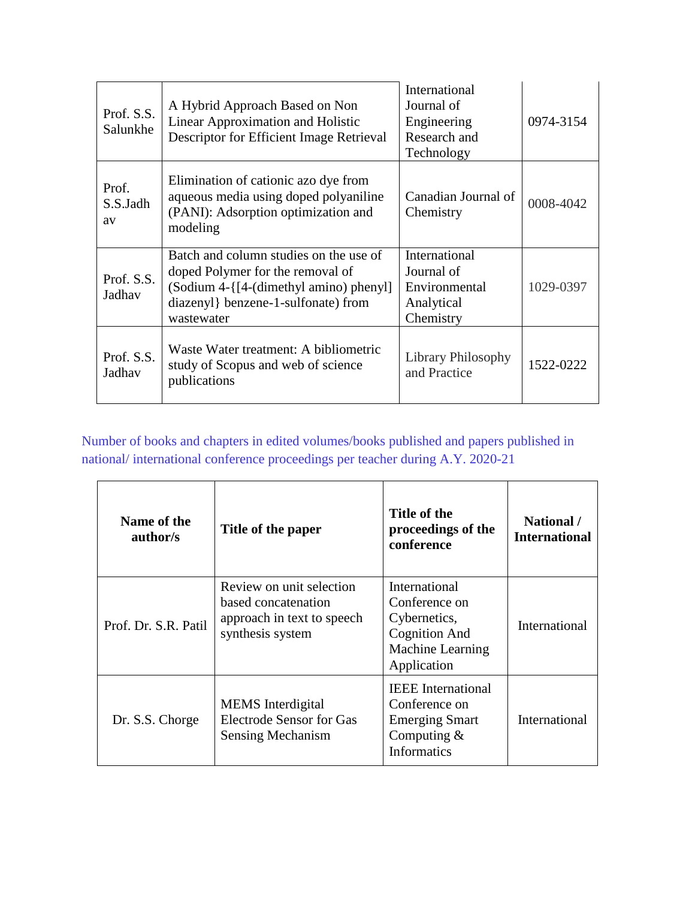| | | | |
|---|---|---|---|
| Prof. S.S. Salunkhe | A Hybrid Approach Based on Non Linear Approximation and Holistic Descriptor for Efficient Image Retrieval | International Journal of Engineering Research and Technology | 0974-3154 |
| Prof. S.S.Jadhav | Elimination of cationic azo dye from aqueous media using doped polyaniline (PANI): Adsorption optimization and modeling | Canadian Journal of Chemistry | 0008-4042 |
| Prof. S.S. Jadhav | Batch and column studies on the use of doped Polymer for the removal of (Sodium 4-{[4-(dimethyl amino) phenyl] diazenyl} benzene-1-sulfonate) from wastewater | International Journal of Environmental Analytical Chemistry | 1029-0397 |
| Prof. S.S. Jadhav | Waste Water treatment: A bibliometric study of Scopus and web of science publications | Library Philosophy and Practice | 1522-0222 |

Number of books and chapters in edited volumes/books published and papers published in national/ international conference proceedings per teacher during A.Y. 2020-21

| Name of the author/s | Title of the paper | Title of the proceedings of the conference | National / International |
|---|---|---|---|
| Prof. Dr. S.R. Patil | Review on unit selection based concatenation approach in text to speech synthesis system | International Conference on Cybernetics, Cognition And Machine Learning Application | International |
| Dr. S.S. Chorge | MEMS Interdigital Electrode Sensor for Gas Sensing Mechanism | IEEE International Conference on Emerging Smart Computing & Informatics | International |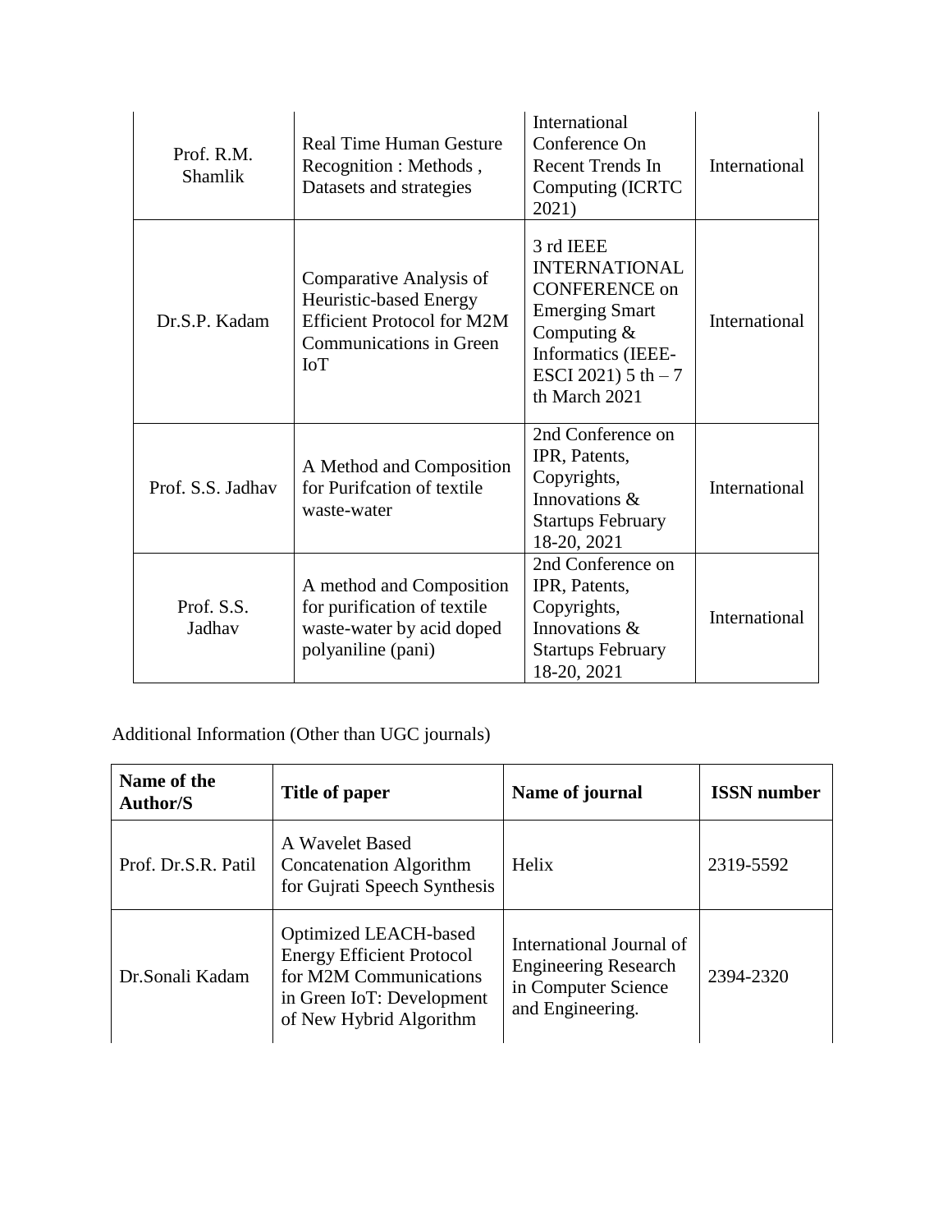| | | | |
|---|---|---|---|
| Prof. R.M. Shamlik | Real Time Human Gesture Recognition : Methods , Datasets and strategies | International Conference On Recent Trends In Computing (ICRTC 2021) | International |
| Dr.S.P. Kadam | Comparative Analysis of Heuristic-based Energy Efficient Protocol for M2M Communications in Green IoT | 3 rd IEEE INTERNATIONAL CONFERENCE on Emerging Smart Computing & Informatics (IEEE-ESCI 2021) 5 th – 7 th March 2021 | International |
| Prof. S.S. Jadhav | A Method and Composition for Purifcation of textile waste-water | 2nd Conference on IPR, Patents, Copyrights, Innovations & Startups February 18-20, 2021 | International |
| Prof. S.S. Jadhav | A method and Composition for purification of textile waste-water by acid doped polyaniline (pani) | 2nd Conference on IPR, Patents, Copyrights, Innovations & Startups February 18-20, 2021 | International |

Additional Information (Other than UGC journals)

| Name of the Author/S | Title of paper | Name of journal | ISSN number |
|---|---|---|---|
| Prof. Dr.S.R. Patil | A Wavelet Based Concatenation Algorithm for Gujrati Speech Synthesis | Helix | 2319-5592 |
| Dr.Sonali Kadam | Optimized LEACH-based Energy Efficient Protocol for M2M Communications in Green IoT: Development of New Hybrid Algorithm | International Journal of Engineering Research in Computer Science and Engineering. | 2394-2320 |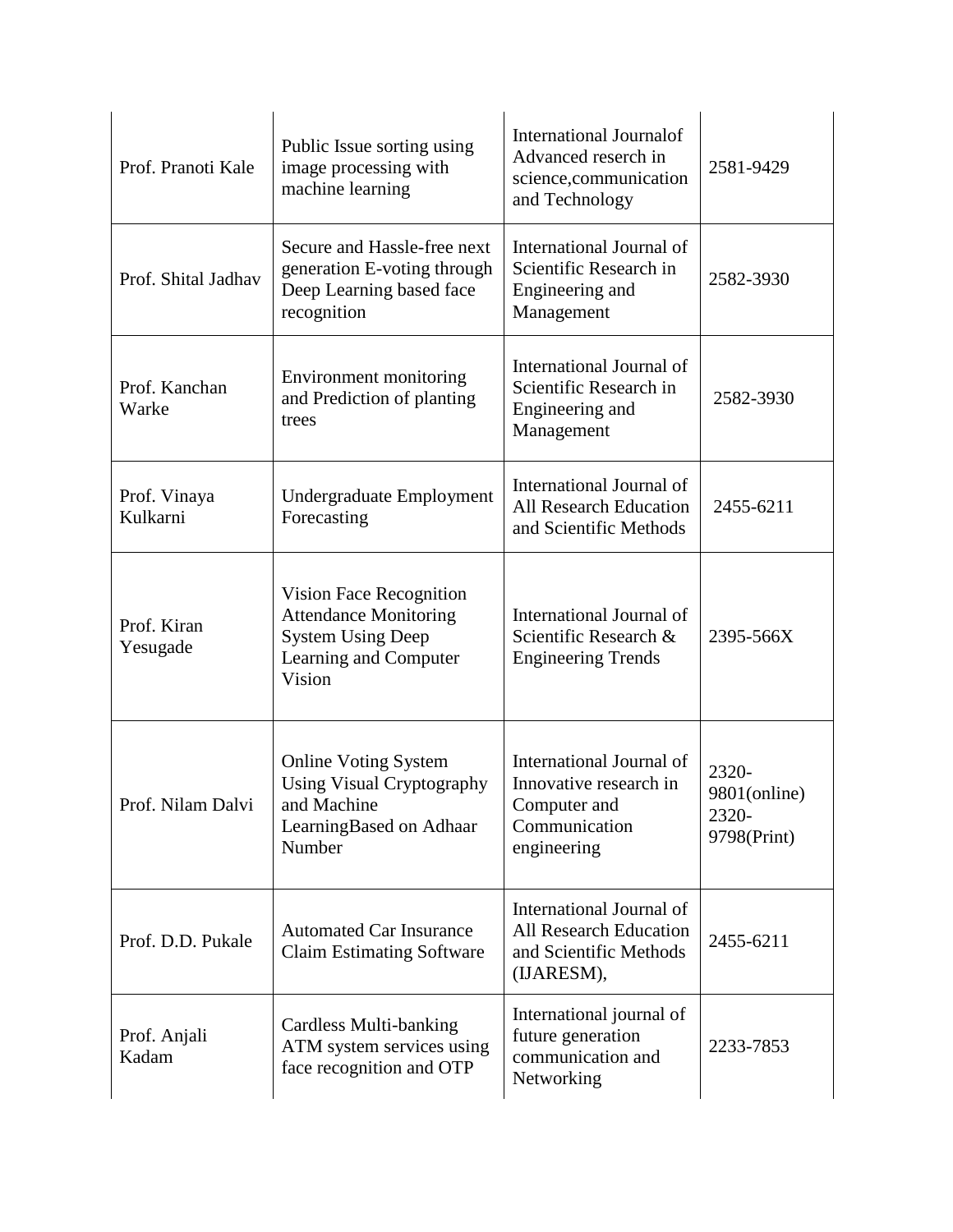| | | | |
|---|---|---|---|
| Prof. Pranoti Kale | Public Issue sorting using image processing with machine learning | International Journalof Advanced reserch in science,communication and Technology | 2581-9429 |
| Prof. Shital Jadhav | Secure and Hassle-free next generation E-voting through Deep Learning based face recognition | International Journal of Scientific Research in Engineering and Management | 2582-3930 |
| Prof. Kanchan Warke | Environment monitoring and Prediction of planting trees | International Journal of Scientific Research in Engineering and Management | 2582-3930 |
| Prof. Vinaya Kulkarni | Undergraduate Employment Forecasting | International Journal of All Research Education and Scientific Methods | 2455-6211 |
| Prof. Kiran Yesugade | Vision Face Recognition Attendance Monitoring System Using Deep Learning and Computer Vision | International Journal of Scientific Research & Engineering Trends | 2395-566X |
| Prof. Nilam Dalvi | Online Voting System Using Visual Cryptography and Machine LearningBased on Adhaar Number | International Journal of Innovative research in Computer and Communication engineering | 2320-9801(online) 2320-9798(Print) |
| Prof. D.D. Pukale | Automated Car Insurance Claim Estimating Software | International Journal of All Research Education and Scientific Methods (IJARESM), | 2455-6211 |
| Prof. Anjali Kadam | Cardless Multi-banking ATM system services using face recognition and OTP | International journal of future generation communication and Networking | 2233-7853 |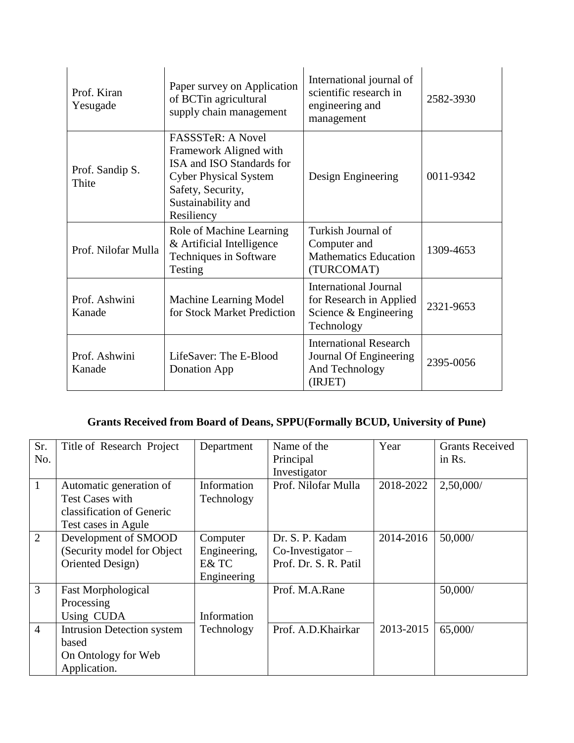| | | | |
|---|---|---|---|
| Prof. Kiran Yesugade | Paper survey on Application of BCTin agricultural supply chain management | International journal of scientific research in engineering and management | 2582-3930 |
| Prof. Sandip S. Thite | FASSSTeR: A Novel Framework Aligned with ISA and ISO Standards for Cyber Physical System Safety, Security, Sustainability and Resiliency | Design Engineering | 0011-9342 |
| Prof. Nilofar Mulla | Role of Machine Learning & Artificial Intelligence Techniques in Software Testing | Turkish Journal of Computer and Mathematics Education (TURCOMAT) | 1309-4653 |
| Prof. Ashwini Kanade | Machine Learning Model for Stock Market Prediction | International Journal for Research in Applied Science & Engineering Technology | 2321-9653 |
| Prof. Ashwini Kanade | LifeSaver: The E-Blood Donation App | International Research Journal Of Engineering And Technology (IRJET) | 2395-0056 |

## Grants Received from Board of Deans, SPPU(Formally BCUD, University of Pune)

| Sr. No. | Title of Research Project | Department | Name of the Principal Investigator | Year | Grants Received in Rs. |
|---|---|---|---|---|---|
| 1 | Automatic generation of Test Cases with classification of Generic Test cases in Agule | Information Technology | Prof. Nilofar Mulla | 2018-2022 | 2,50,000/ |
| 2 | Development of SMOOD (Security model for Object Oriented Design) | Computer Engineering, E& TC Engineering | Dr. S. P. Kadam Co-Investigator – Prof. Dr. S. R. Patil | 2014-2016 | 50,000/ |
| 3 | Fast Morphological Processing Using CUDA | Information Technology | Prof. M.A.Rane | 2013-2015 | 50,000/ |
| 4 | Intrusion Detection system based On Ontology for Web Application. | | Prof. A.D.Khairkar | | 65,000/ |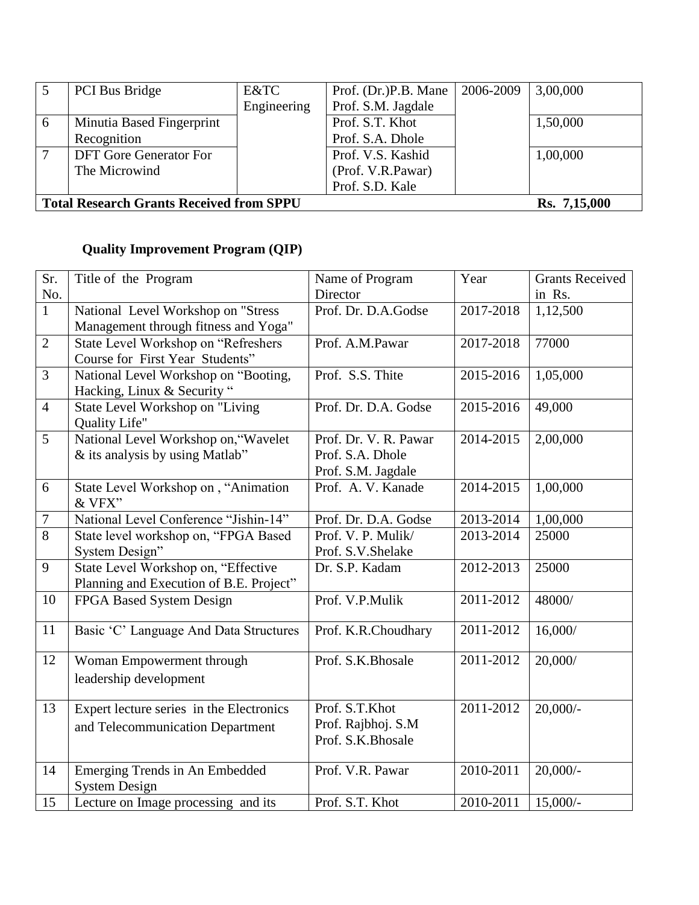| 5 | PCI Bus Bridge | E&TC Engineering | Prof. (Dr.)P.B. Mane Prof. S.M. Jagdale | 2006-2009 | 3,00,000 |
|---|---|---|---|---|---|
| 6 | Minutia Based Fingerprint Recognition | | Prof. S.T. Khot Prof. S.A. Dhole | | 1,50,000 |
| 7 | DFT Gore Generator For The Microwind | | Prof. V.S. Kashid (Prof. V.R.Pawar) Prof. S.D. Kale | | 1,00,000 |
| **Total Research Grants Received from SPPU** | | | | | **Rs. 7,15,000** |

## Quality Improvement Program (QIP)

| Sr. No. | Title of the Program | Name of Program Director | Year | Grants Received in Rs. |
|---|---|---|---|---|
| 1 | National Level Workshop on "Stress Management through fitness and Yoga" | Prof. Dr. D.A.Godse | 2017-2018 | 1,12,500 |
| 2 | State Level Workshop on "Refreshers Course for First Year Students" | Prof. A.M.Pawar | 2017-2018 | 77000 |
| 3 | National Level Workshop on "Booting, Hacking, Linux & Security " | Prof. S.S. Thite | 2015-2016 | 1,05,000 |
| 4 | State Level Workshop on "Living Quality Life" | Prof. Dr. D.A. Godse | 2015-2016 | 49,000 |
| 5 | National Level Workshop on,"Wavelet & its analysis by using Matlab" | Prof. Dr. V. R. Pawar Prof. S.A. Dhole Prof. S.M. Jagdale | 2014-2015 | 2,00,000 |
| 6 | State Level Workshop on , "Animation & VFX" | Prof. A. V. Kanade | 2014-2015 | 1,00,000 |
| 7 | National Level Conference "Jishin-14" | Prof. Dr. D.A. Godse | 2013-2014 | 1,00,000 |
| 8 | State level workshop on, "FPGA Based System Design" | Prof. V. P. Mulik/ Prof. S.V.Shelake | 2013-2014 | 25000 |
| 9 | State Level Workshop on, "Effective Planning and Execution of B.E. Project" | Dr. S.P. Kadam | 2012-2013 | 25000 |
| 10 | FPGA Based System Design | Prof. V.P.Mulik | 2011-2012 | 48000/ |
| 11 | Basic 'C' Language And Data Structures | Prof. K.R.Choudhary | 2011-2012 | 16,000/ |
| 12 | Woman Empowerment through leadership development | Prof. S.K.Bhosale | 2011-2012 | 20,000/ |
| 13 | Expert lecture series in the Electronics and Telecommunication Department | Prof. S.T.Khot Prof. Rajbhoj. S.M Prof. S.K.Bhosale | 2011-2012 | 20,000/- |
| 14 | Emerging Trends in An Embedded System Design | Prof. V.R. Pawar | 2010-2011 | 20,000/- |
| 15 | Lecture on Image processing and its | Prof. S.T. Khot | 2010-2011 | 15,000/- |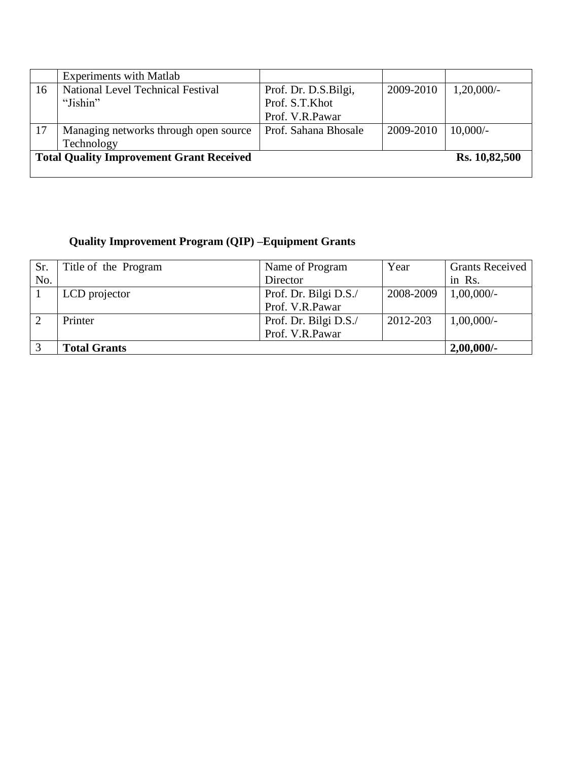| | | | | |
|---|---|---|---|---|
| | Experiments with Matlab | | | |
| 16 | National Level Technical Festival "Jishin" | Prof. Dr. D.S.Bilgi, Prof. S.T.Khot Prof. V.R.Pawar | 2009-2010 | 1,20,000/- |
| 17 | Managing networks through open source Technology | Prof. Sahana Bhosale | 2009-2010 | 10,000/- |
| **Total Quality Improvement Grant Received** | | | | **Rs. 10,82,500** |

**Quality Improvement Program (QIP) –Equipment Grants**

| Sr. No. | Title of the Program | Name of Program Director | Year | Grants Received in Rs. |
|---|---|---|---|---|
| 1 | LCD projector | Prof. Dr. Bilgi D.S./ Prof. V.R.Pawar | 2008-2009 | 1,00,000/- |
| 2 | Printer | Prof. Dr. Bilgi D.S./ Prof. V.R.Pawar | 2012-203 | 1,00,000/- |
| 3 | **Total Grants** | | | **2,00,000/-** |